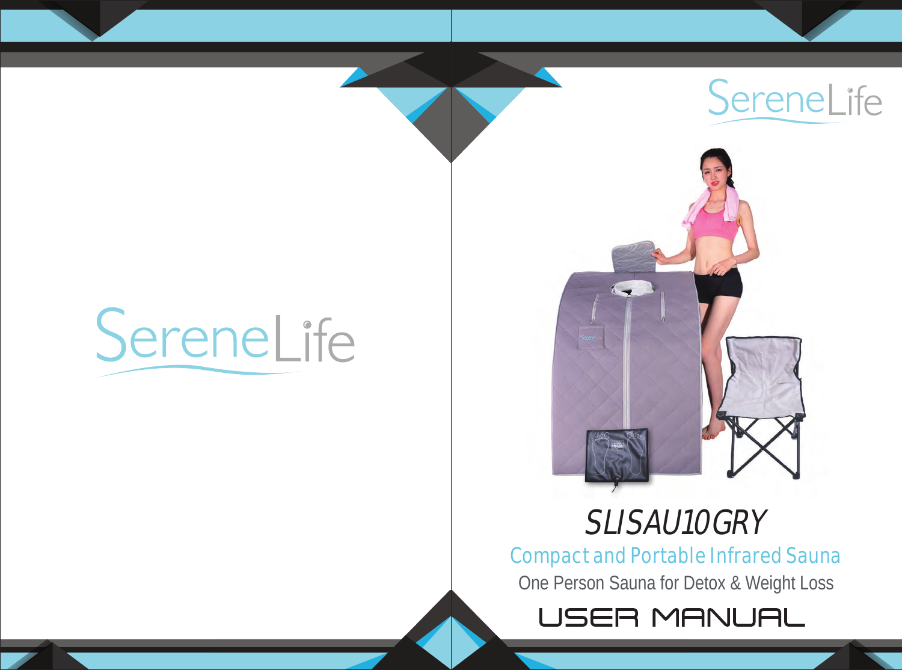SereneLife

SereneLife

# SLISAU10GRY

## Compact and Portable Infrared Sauna

One Person Sauna for Detox & Weight Loss

# USER MANUAL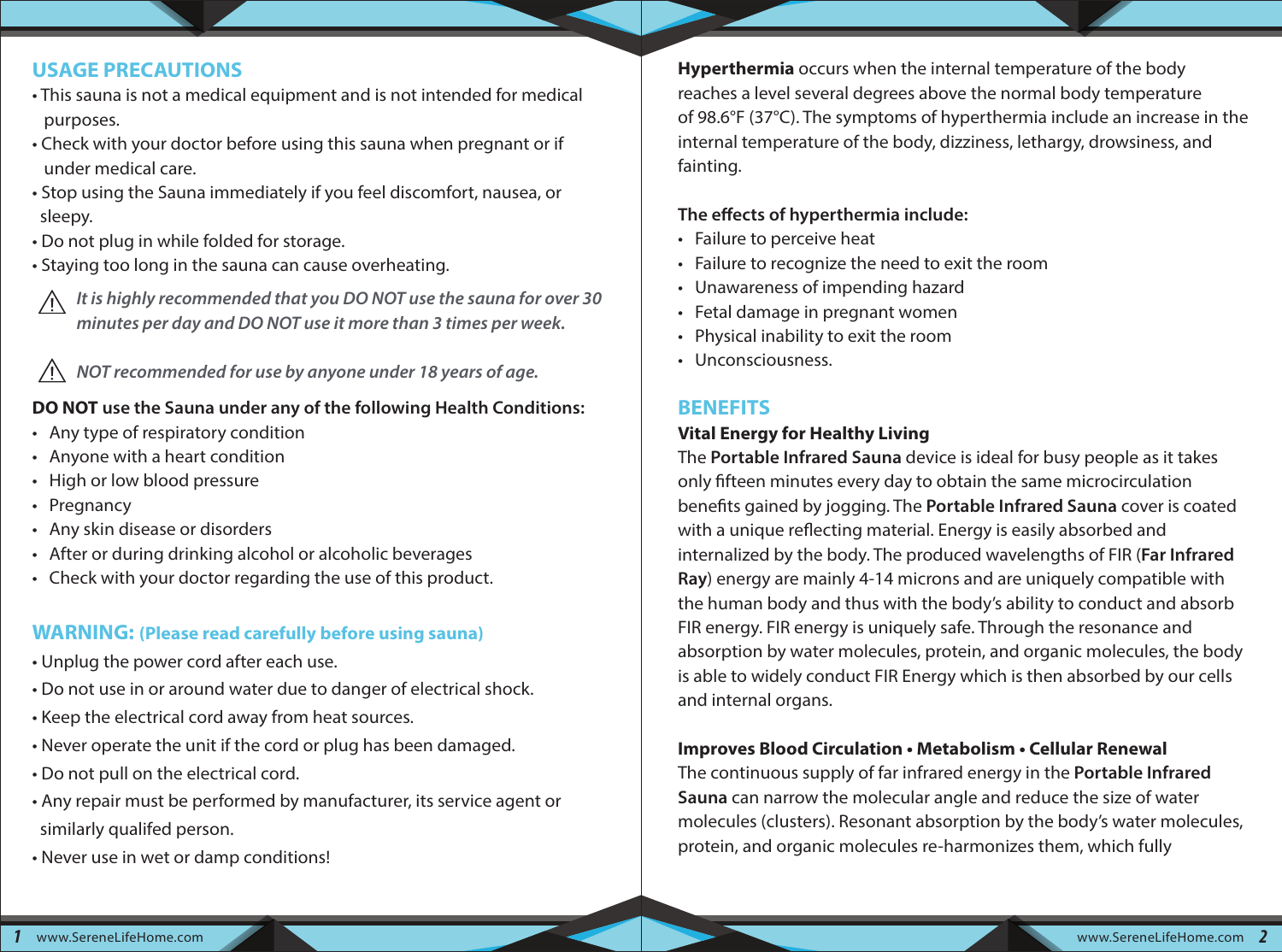## USAGE PRECAUTIONS

- This sauna is not a medical equipment and is not intended for medical purposes.
- Check with your doctor before using this sauna when pregnant or if under medical care.
- Stop using the Sauna immediately if you feel discomfort, nausea, or sleepy.
- Do not plug in while folded for storage.
- Staying too long in the sauna can cause overheating.

⚠ *It is highly recommended that you DO NOT use the sauna for over 30 minutes per day and DO NOT use it more than 3 times per week.*

⚠ *NOT recommended for use by anyone under 18 years of age.*

**DO NOT use the Sauna under any of the following Health Conditions:**

- Any type of respiratory condition
- Anyone with a heart condition
- High or low blood pressure
- Pregnancy
- Any skin disease or disorders
- After or during drinking alcohol or alcoholic beverages
- Check with your doctor regarding the use of this product.

## WARNING: (Please read carefully before using sauna)

- Unplug the power cord after each use.
- Do not use in or around water due to danger of electrical shock.
- Keep the electrical cord away from heat sources.
- Never operate the unit if the cord or plug has been damaged.
- Do not pull on the electrical cord.
- Any repair must be performed by manufacturer, its service agent or similarly qualifed person.
- Never use in wet or damp conditions!

**Hyperthermia** occurs when the internal temperature of the body reaches a level several degrees above the normal body temperature of 98.6°F (37°C). The symptoms of hyperthermia include an increase in the internal temperature of the body, dizziness, lethargy, drowsiness, and fainting.

**The effects of hyperthermia include:**

- Failure to perceive heat
- Failure to recognize the need to exit the room
- Unawareness of impending hazard
- Fetal damage in pregnant women
- Physical inability to exit the room
- Unconsciousness.

## BENEFITS

### Vital Energy for Healthy Living

The **Portable Infrared Sauna** device is ideal for busy people as it takes only fifteen minutes every day to obtain the same microcirculation benefits gained by jogging. The **Portable Infrared Sauna** cover is coated with a unique reflecting material. Energy is easily absorbed and internalized by the body. The produced wavelengths of FIR (**Far Infrared Ray**) energy are mainly 4-14 microns and are uniquely compatible with the human body and thus with the body's ability to conduct and absorb FIR energy. FIR energy is uniquely safe. Through the resonance and absorption by water molecules, protein, and organic molecules, the body is able to widely conduct FIR Energy which is then absorbed by our cells and internal organs.

### Improves Blood Circulation • Metabolism • Cellular Renewal

The continuous supply of far infrared energy in the **Portable Infrared Sauna** can narrow the molecular angle and reduce the size of water molecules (clusters). Resonant absorption by the body's water molecules, protein, and organic molecules re-harmonizes them, which fully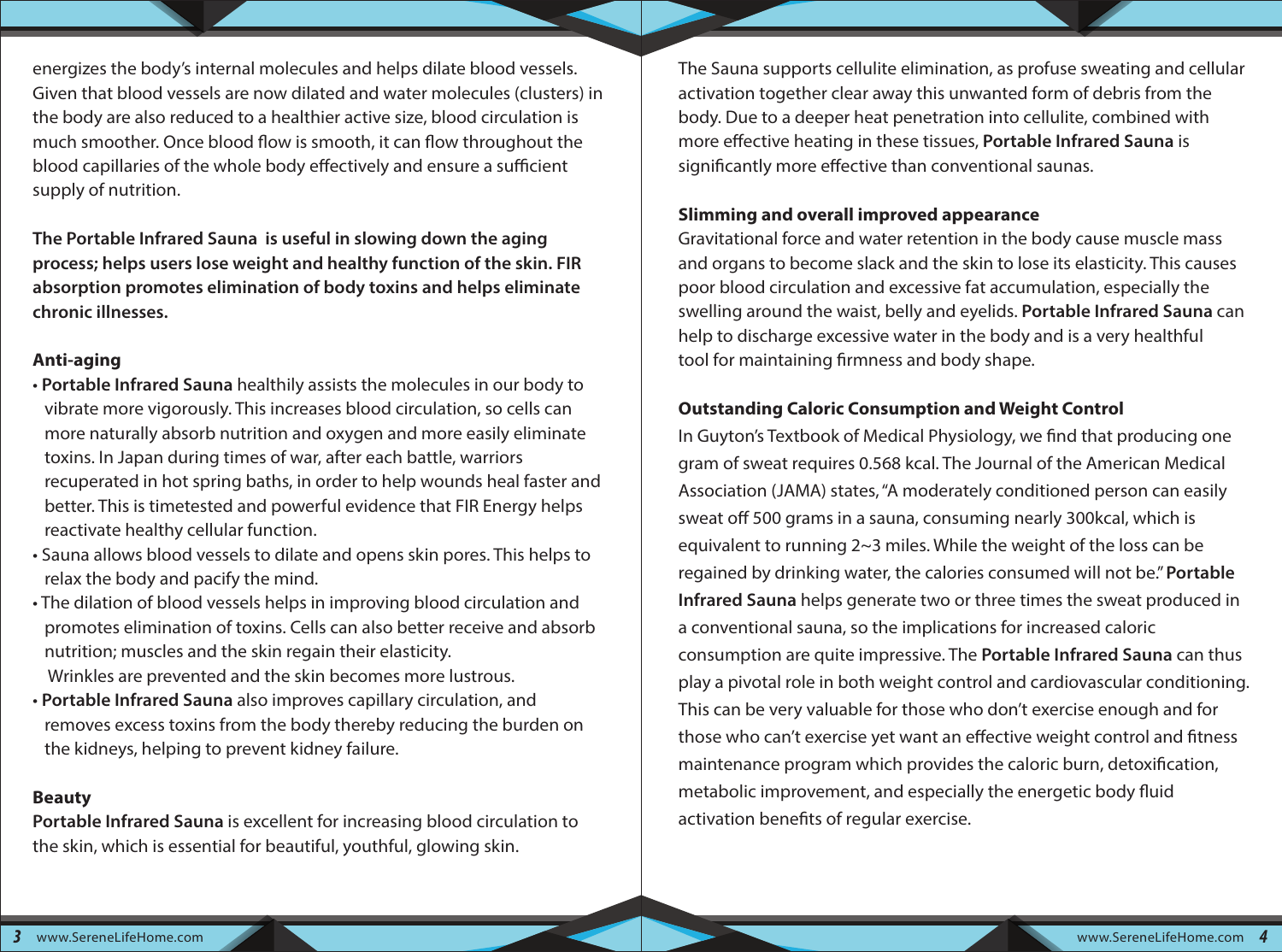energizes the body's internal molecules and helps dilate blood vessels. Given that blood vessels are now dilated and water molecules (clusters) in the body are also reduced to a healthier active size, blood circulation is much smoother. Once blood flow is smooth, it can flow throughout the blood capillaries of the whole body effectively and ensure a sufficient supply of nutrition.

**The Portable Infrared Sauna is useful in slowing down the aging process; helps users lose weight and healthy function of the skin. FIR absorption promotes elimination of body toxins and helps eliminate chronic illnesses.**

**Anti-aging**

- **Portable Infrared Sauna** healthily assists the molecules in our body to vibrate more vigorously. This increases blood circulation, so cells can more naturally absorb nutrition and oxygen and more easily eliminate toxins. In Japan during times of war, after each battle, warriors recuperated in hot spring baths, in order to help wounds heal faster and better. This is timetested and powerful evidence that FIR Energy helps reactivate healthy cellular function.
- Sauna allows blood vessels to dilate and opens skin pores. This helps to relax the body and pacify the mind.
- The dilation of blood vessels helps in improving blood circulation and promotes elimination of toxins. Cells can also better receive and absorb nutrition; muscles and the skin regain their elasticity. Wrinkles are prevented and the skin becomes more lustrous.
- **Portable Infrared Sauna** also improves capillary circulation, and removes excess toxins from the body thereby reducing the burden on the kidneys, helping to prevent kidney failure.

**Beauty**

**Portable Infrared Sauna** is excellent for increasing blood circulation to the skin, which is essential for beautiful, youthful, glowing skin.

The Sauna supports cellulite elimination, as profuse sweating and cellular activation together clear away this unwanted form of debris from the body. Due to a deeper heat penetration into cellulite, combined with more effective heating in these tissues, **Portable Infrared Sauna** is significantly more effective than conventional saunas.

**Slimming and overall improved appearance**

Gravitational force and water retention in the body cause muscle mass and organs to become slack and the skin to lose its elasticity. This causes poor blood circulation and excessive fat accumulation, especially the swelling around the waist, belly and eyelids. **Portable Infrared Sauna** can help to discharge excessive water in the body and is a very healthful tool for maintaining firmness and body shape.

**Outstanding Caloric Consumption and Weight Control**

In Guyton's Textbook of Medical Physiology, we find that producing one gram of sweat requires 0.568 kcal. The Journal of the American Medical Association (JAMA) states, "A moderately conditioned person can easily sweat off 500 grams in a sauna, consuming nearly 300kcal, which is equivalent to running 2~3 miles. While the weight of the loss can be regained by drinking water, the calories consumed will not be." **Portable Infrared Sauna** helps generate two or three times the sweat produced in a conventional sauna, so the implications for increased caloric consumption are quite impressive. The **Portable Infrared Sauna** can thus play a pivotal role in both weight control and cardiovascular conditioning. This can be very valuable for those who don't exercise enough and for those who can't exercise yet want an effective weight control and fitness maintenance program which provides the caloric burn, detoxification, metabolic improvement, and especially the energetic body fluid activation benefits of regular exercise.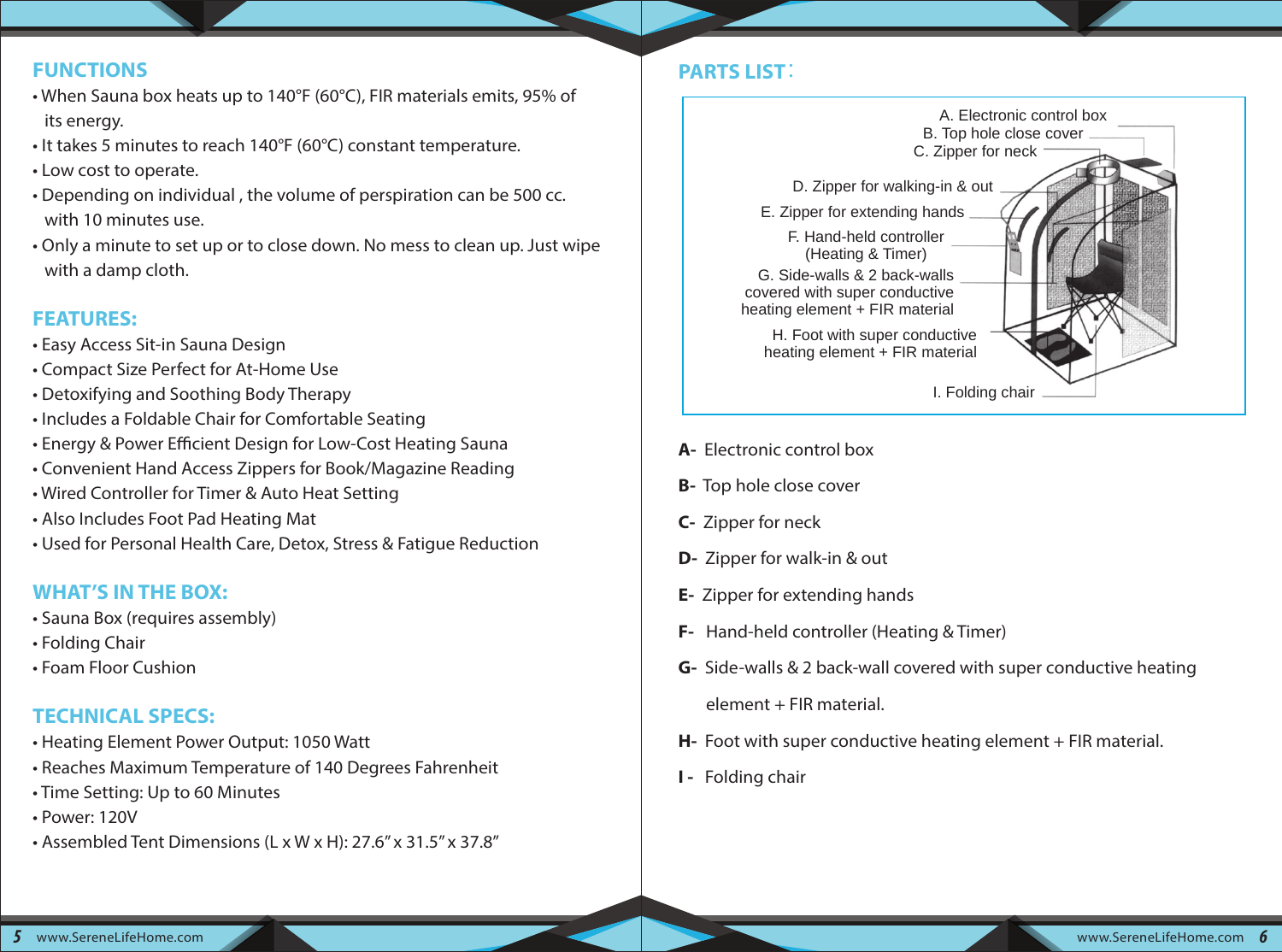## FUNCTIONS

- When Sauna box heats up to 140°F (60°C), FIR materials emits, 95% of its energy.
- It takes 5 minutes to reach 140°F (60°C) constant temperature.
- Low cost to operate.
- Depending on individual , the volume of perspiration can be 500 cc. with 10 minutes use.
- Only a minute to set up or to close down. No mess to clean up. Just wipe with a damp cloth.

## FEATURES:

- Easy Access Sit-in Sauna Design
- Compact Size Perfect for At-Home Use
- Detoxifying and Soothing Body Therapy
- Includes a Foldable Chair for Comfortable Seating
- Energy & Power Efficient Design for Low-Cost Heating Sauna
- Convenient Hand Access Zippers for Book/Magazine Reading
- Wired Controller for Timer & Auto Heat Setting
- Also Includes Foot Pad Heating Mat
- Used for Personal Health Care, Detox, Stress & Fatigue Reduction

## WHAT'S IN THE BOX:

- Sauna Box (requires assembly)
- Folding Chair
- Foam Floor Cushion

## TECHNICAL SPECS:

- Heating Element Power Output: 1050 Watt
- Reaches Maximum Temperature of 140 Degrees Fahrenheit
- Time Setting: Up to 60 Minutes
- Power: 120V
- Assembled Tent Dimensions (L x W x H): 27.6" x 31.5" x 37.8"

## PARTS LIST:

A. Electronic control box
B. Top hole close cover
C. Zipper for neck
D. Zipper for walking-in & out
E. Zipper for extending hands
F. Hand-held controller (Heating & Timer)
G. Side-walls & 2 back-walls covered with super conductive heating element + FIR material
H. Foot with super conductive heating element + FIR material
I. Folding chair

**A-** Electronic control box

**B-** Top hole close cover

**C-** Zipper for neck

**D-** Zipper for walk-in & out

**E-** Zipper for extending hands

**F-** Hand-held controller (Heating & Timer)

**G-** Side-walls & 2 back-wall covered with super conductive heating element + FIR material.

**H-** Foot with super conductive heating element + FIR material.

**I -** Folding chair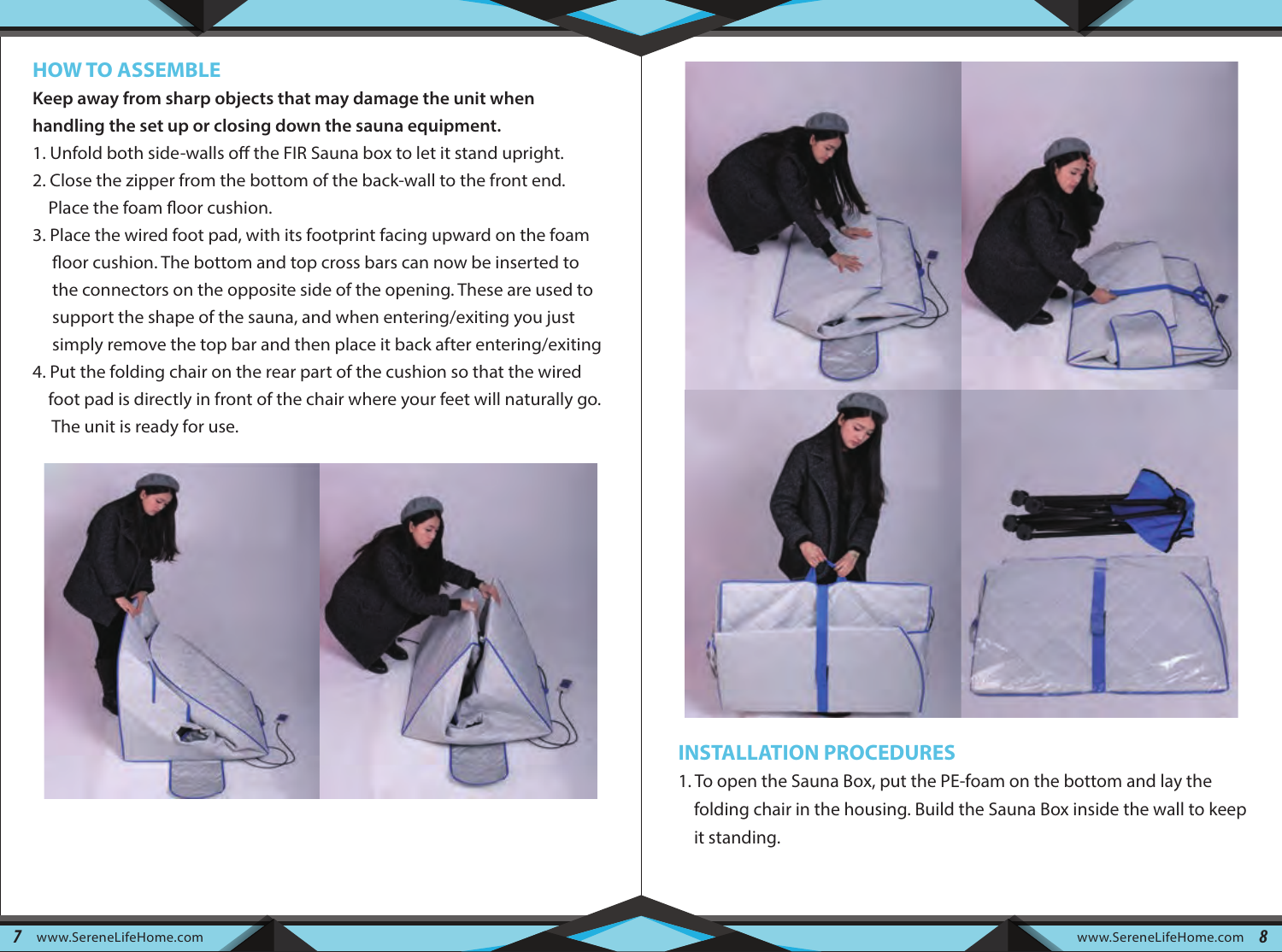## HOW TO ASSEMBLE

**Keep away from sharp objects that may damage the unit when handling the set up or closing down the sauna equipment.**

1. Unfold both side-walls off the FIR Sauna box to let it stand upright.
2. Close the zipper from the bottom of the back-wall to the front end. Place the foam floor cushion.
3. Place the wired foot pad, with its footprint facing upward on the foam floor cushion. The bottom and top cross bars can now be inserted to the connectors on the opposite side of the opening. These are used to support the shape of the sauna, and when entering/exiting you just simply remove the top bar and then place it back after entering/exiting
4. Put the folding chair on the rear part of the cushion so that the wired foot pad is directly in front of the chair where your feet will naturally go. The unit is ready for use.

## INSTALLATION PROCEDURES

1. To open the Sauna Box, put the PE-foam on the bottom and lay the folding chair in the housing. Build the Sauna Box inside the wall to keep it standing.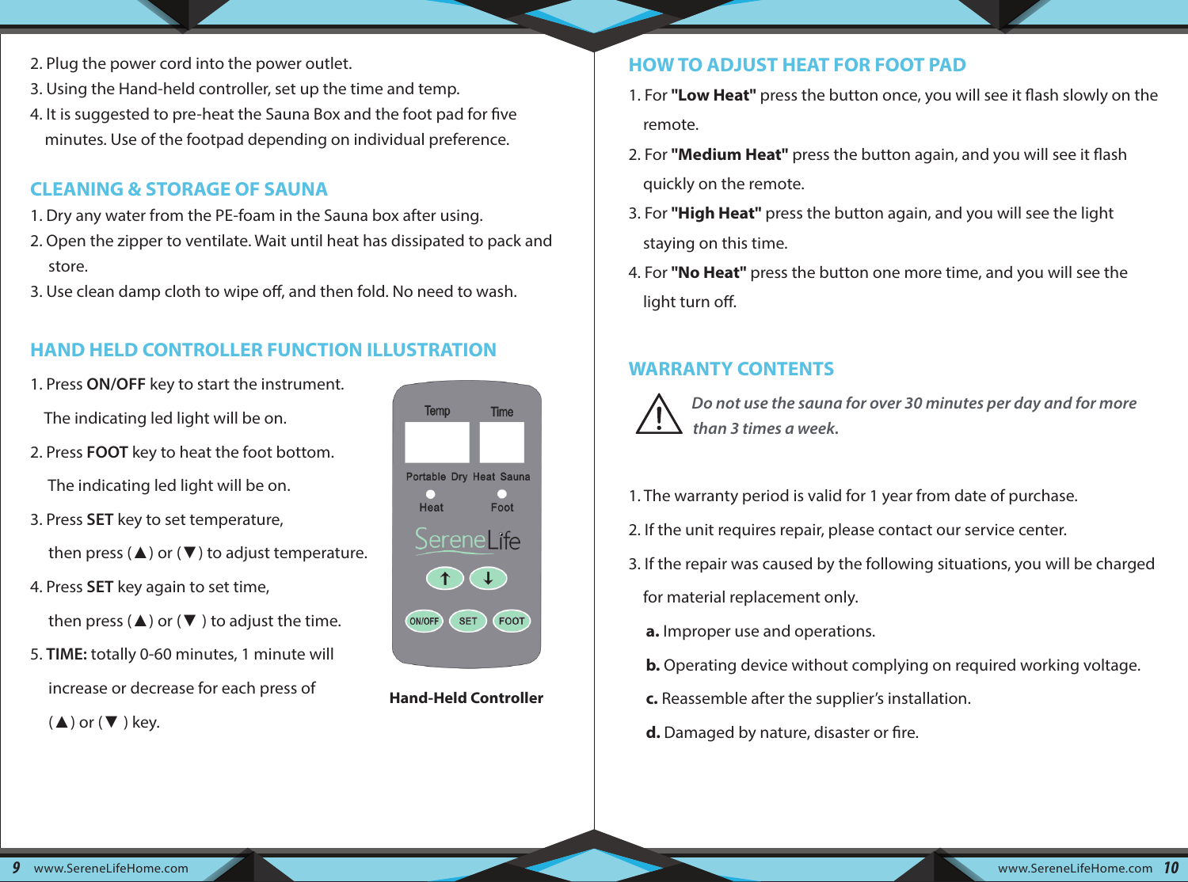2. Plug the power cord into the power outlet.
3. Using the Hand-held controller, set up the time and temp.
4. It is suggested to pre-heat the Sauna Box and the foot pad for five minutes. Use of the footpad depending on individual preference.

## CLEANING & STORAGE OF SAUNA

1. Dry any water from the PE-foam in the Sauna box after using.
2. Open the zipper to ventilate. Wait until heat has dissipated to pack and store.
3. Use clean damp cloth to wipe off, and then fold. No need to wash.

## HAND HELD CONTROLLER FUNCTION ILLUSTRATION

1. Press **ON/OFF** key to start the instrument.
   The indicating led light will be on.
2. Press **FOOT** key to heat the foot bottom.
   The indicating led light will be on.
3. Press **SET** key to set temperature,
   then press (▲) or (▼) to adjust temperature.
4. Press **SET** key again to set time,
   then press (▲) or (▼ ) to adjust the time.
5. **TIME:** totally 0-60 minutes, 1 minute will increase or decrease for each press of (▲) or (▼ ) key.

Temp Time
Portable Dry Heat Sauna
Heat Foot
SereneLife
ON/OFF SET FOOT

**Hand-Held Controller**

## HOW TO ADJUST HEAT FOR FOOT PAD

1. For **"Low Heat"** press the button once, you will see it flash slowly on the remote.
2. For **"Medium Heat"** press the button again, and you will see it flash quickly on the remote.
3. For **"High Heat"** press the button again, and you will see the light staying on this time.
4. For **"No Heat"** press the button one more time, and you will see the light turn off.

## WARRANTY CONTENTS

***Do not use the sauna for over 30 minutes per day and for more than 3 times a week.***

1. The warranty period is valid for 1 year from date of purchase.
2. If the unit requires repair, please contact our service center.
3. If the repair was caused by the following situations, you will be charged for material replacement only.
   **a.** Improper use and operations.
   **b.** Operating device without complying on required working voltage.
   **c.** Reassemble after the supplier's installation.
   **d.** Damaged by nature, disaster or fire.